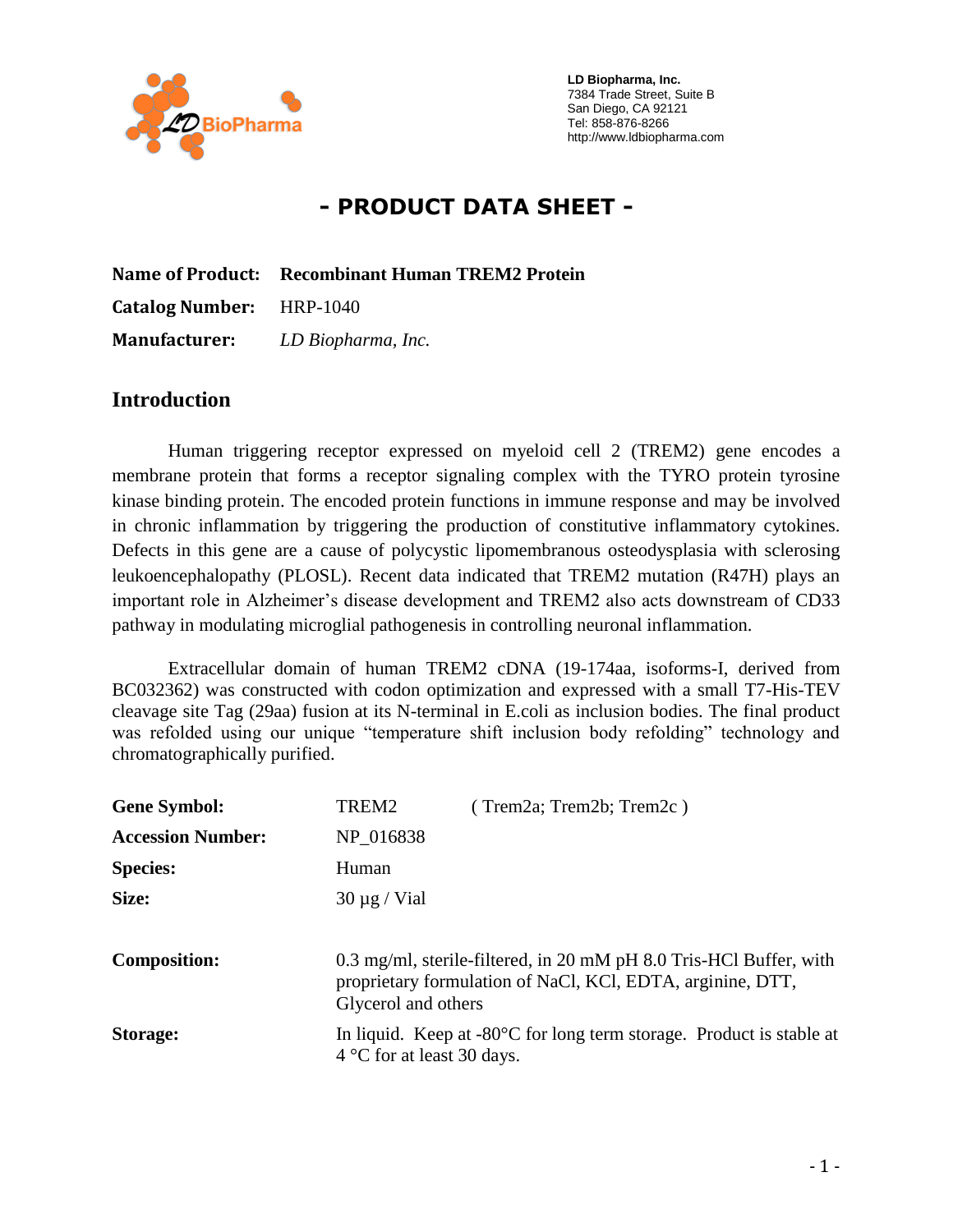LD Biopharma, Inc.
7384 Trade Street, Suite B
San Diego, CA 92121
Tel: 858-876-8266
http://www.ldbiopharma.com

# - PRODUCT DATA SHEET -

**Name of Product:** **Recombinant Human TREM2 Protein**

**Catalog Number:** HRP-1040

**Manufacturer:** *LD Biopharma, Inc.*

## Introduction

Human triggering receptor expressed on myeloid cell 2 (TREM2) gene encodes a membrane protein that forms a receptor signaling complex with the TYRO protein tyrosine kinase binding protein. The encoded protein functions in immune response and may be involved in chronic inflammation by triggering the production of constitutive inflammatory cytokines. Defects in this gene are a cause of polycystic lipomembranous osteodysplasia with sclerosing leukoencephalopathy (PLOSL). Recent data indicated that TREM2 mutation (R47H) plays an important role in Alzheimer's disease development and TREM2 also acts downstream of CD33 pathway in modulating microglial pathogenesis in controlling neuronal inflammation.

Extracellular domain of human TREM2 cDNA (19-174aa, isoforms-I, derived from BC032362) was constructed with codon optimization and expressed with a small T7-His-TEV cleavage site Tag (29aa) fusion at its N-terminal in E.coli as inclusion bodies. The final product was refolded using our unique "temperature shift inclusion body refolding" technology and chromatographically purified.

**Gene Symbol:** TREM2 ( Trem2a; Trem2b; Trem2c )

**Accession Number:** NP_016838

**Species:** Human

**Size:** 30 µg / Vial

**Composition:** 0.3 mg/ml, sterile-filtered, in 20 mM pH 8.0 Tris-HCl Buffer, with proprietary formulation of NaCl, KCl, EDTA, arginine, DTT, Glycerol and others

**Storage:** In liquid. Keep at -80°C for long term storage. Product is stable at 4 °C for at least 30 days.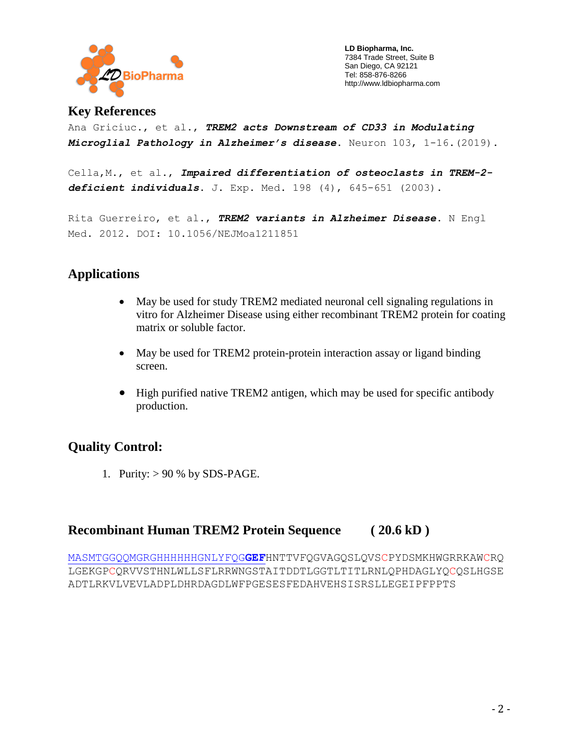**LD Biopharma, Inc.**
7384 Trade Street, Suite B
San Diego, CA 92121
Tel: 858-876-8266
http://www.ldbiopharma.com

## Key References

Ana Griciuc., et al., ***TREM2 acts Downstream of CD33 in Modulating Microglial Pathology in Alzheimer's disease***. Neuron 103, 1-16.(2019).

Cella,M., et al., ***Impaired differentiation of osteoclasts in TREM-2-deficient individuals***. J. Exp. Med. 198 (4), 645-651 (2003).

Rita Guerreiro, et al., ***TREM2 variants in Alzheimer Disease***. N Engl Med. 2012. DOI: 10.1056/NEJMoa1211851

## Applications

- May be used for study TREM2 mediated neuronal cell signaling regulations in vitro for Alzheimer Disease using either recombinant TREM2 protein for coating matrix or soluble factor.
- May be used for TREM2 protein-protein interaction assay or ligand binding screen.
- High purified native TREM2 antigen, which may be used for specific antibody production.

## Quality Control:

1. Purity: > 90 % by SDS-PAGE.

## Recombinant Human TREM2 Protein Sequence ( 20.6 kD )

MASMTGGQQMGRGHHHHHHGNLYFQG**GEF**HNTTVFQGVAGQSLQVSCPYDSMKHWGRRKAWCRQ
LGEKGPCQRVVSTHNLWLLSFLRRWNGSTAITDDTLGGTLTITLRNLQPHDAGLYQCQSLHGSE
ADTLRKVLVEVLADPLDHRDAGDLWFPGESESFEDAHVEHSISRSLLEGEIPFPPTS